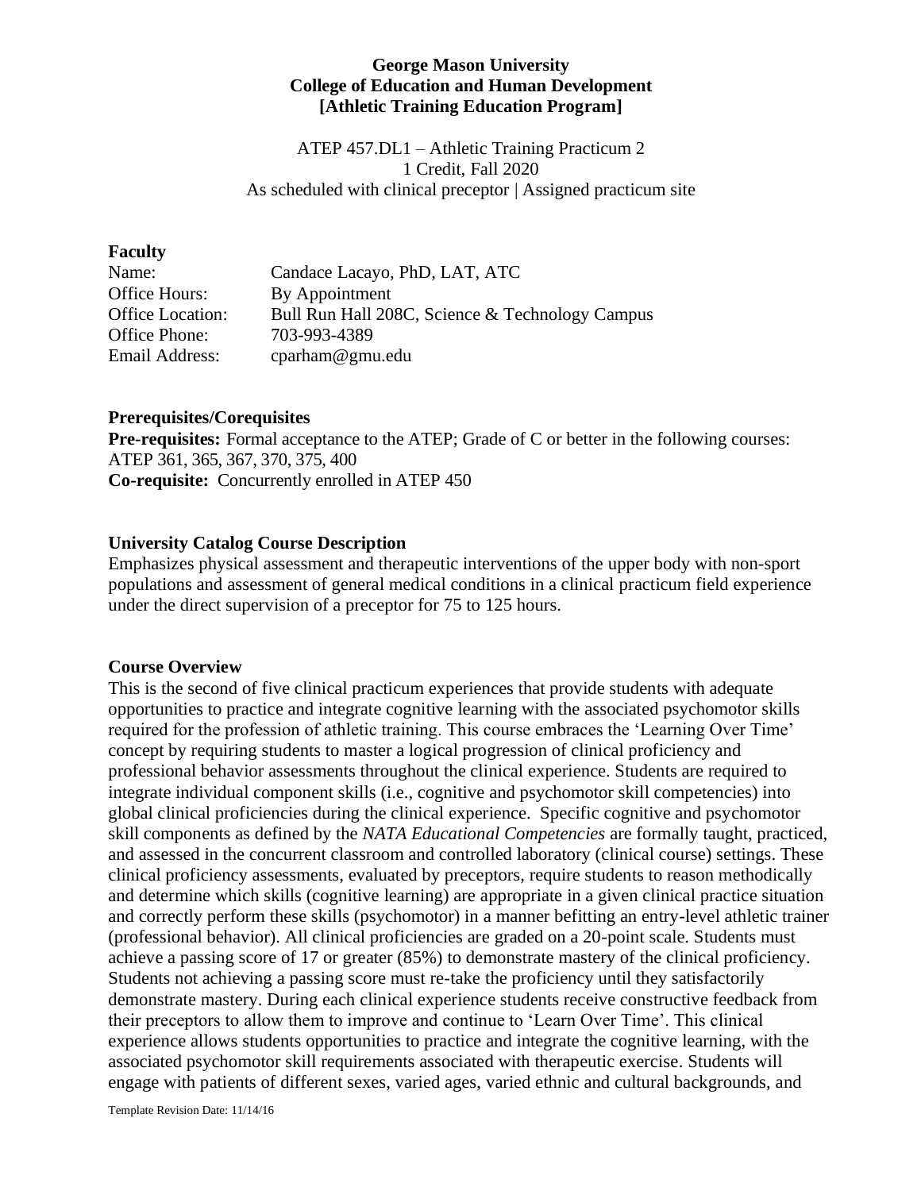**George Mason University**
**College of Education and Human Development**
**[Athletic Training Education Program]**

ATEP 457.DL1 – Athletic Training Practicum 2
1 Credit, Fall 2020
As scheduled with clinical preceptor | Assigned practicum site

## Faculty

Name: Candace Lacayo, PhD, LAT, ATC
Office Hours: By Appointment
Office Location: Bull Run Hall 208C, Science & Technology Campus
Office Phone: 703-993-4389
Email Address: cparham@gmu.edu

## Prerequisites/Corequisites

**Pre-requisites:** Formal acceptance to the ATEP; Grade of C or better in the following courses: ATEP 361, 365, 367, 370, 375, 400
**Co-requisite:** Concurrently enrolled in ATEP 450

## University Catalog Course Description

Emphasizes physical assessment and therapeutic interventions of the upper body with non-sport populations and assessment of general medical conditions in a clinical practicum field experience under the direct supervision of a preceptor for 75 to 125 hours.

## Course Overview

This is the second of five clinical practicum experiences that provide students with adequate opportunities to practice and integrate cognitive learning with the associated psychomotor skills required for the profession of athletic training. This course embraces the 'Learning Over Time' concept by requiring students to master a logical progression of clinical proficiency and professional behavior assessments throughout the clinical experience. Students are required to integrate individual component skills (i.e., cognitive and psychomotor skill competencies) into global clinical proficiencies during the clinical experience. Specific cognitive and psychomotor skill components as defined by the *NATA Educational Competencies* are formally taught, practiced, and assessed in the concurrent classroom and controlled laboratory (clinical course) settings. These clinical proficiency assessments, evaluated by preceptors, require students to reason methodically and determine which skills (cognitive learning) are appropriate in a given clinical practice situation and correctly perform these skills (psychomotor) in a manner befitting an entry-level athletic trainer (professional behavior). All clinical proficiencies are graded on a 20-point scale. Students must achieve a passing score of 17 or greater (85%) to demonstrate mastery of the clinical proficiency. Students not achieving a passing score must re-take the proficiency until they satisfactorily demonstrate mastery. During each clinical experience students receive constructive feedback from their preceptors to allow them to improve and continue to 'Learn Over Time'. This clinical experience allows students opportunities to practice and integrate the cognitive learning, with the associated psychomotor skill requirements associated with therapeutic exercise. Students will engage with patients of different sexes, varied ages, varied ethnic and cultural backgrounds, and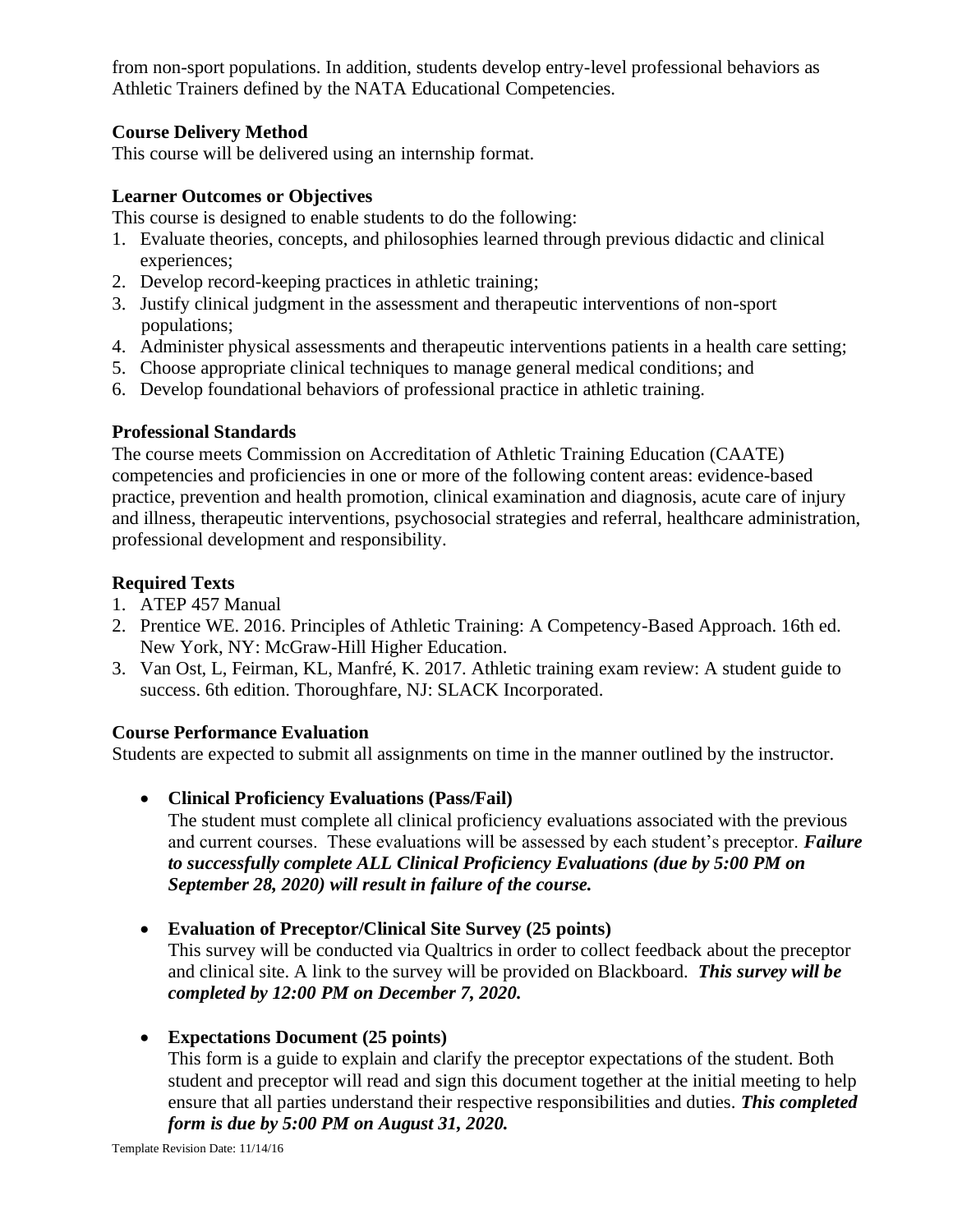from non-sport populations. In addition, students develop entry-level professional behaviors as Athletic Trainers defined by the NATA Educational Competencies.

**Course Delivery Method**
This course will be delivered using an internship format.

**Learner Outcomes or Objectives**
This course is designed to enable students to do the following:

1. Evaluate theories, concepts, and philosophies learned through previous didactic and clinical experiences;
2. Develop record-keeping practices in athletic training;
3. Justify clinical judgment in the assessment and therapeutic interventions of non-sport populations;
4. Administer physical assessments and therapeutic interventions patients in a health care setting;
5. Choose appropriate clinical techniques to manage general medical conditions; and
6. Develop foundational behaviors of professional practice in athletic training.

**Professional Standards**
The course meets Commission on Accreditation of Athletic Training Education (CAATE) competencies and proficiencies in one or more of the following content areas: evidence-based practice, prevention and health promotion, clinical examination and diagnosis, acute care of injury and illness, therapeutic interventions, psychosocial strategies and referral, healthcare administration, professional development and responsibility.

**Required Texts**

1. ATEP 457 Manual
2. Prentice WE. 2016. Principles of Athletic Training: A Competency-Based Approach. 16th ed. New York, NY: McGraw-Hill Higher Education.
3. Van Ost, L, Feirman, KL, Manfré, K. 2017. Athletic training exam review: A student guide to success. 6th edition. Thoroughfare, NJ: SLACK Incorporated.

**Course Performance Evaluation**
Students are expected to submit all assignments on time in the manner outlined by the instructor.

- **Clinical Proficiency Evaluations (Pass/Fail)**
  The student must complete all clinical proficiency evaluations associated with the previous and current courses. These evaluations will be assessed by each student's preceptor. ***Failure to successfully complete ALL Clinical Proficiency Evaluations (due by 5:00 PM on September 28, 2020) will result in failure of the course.***

- **Evaluation of Preceptor/Clinical Site Survey (25 points)**
  This survey will be conducted via Qualtrics in order to collect feedback about the preceptor and clinical site. A link to the survey will be provided on Blackboard. ***This survey will be completed by 12:00 PM on December 7, 2020.***

- **Expectations Document (25 points)**
  This form is a guide to explain and clarify the preceptor expectations of the student. Both student and preceptor will read and sign this document together at the initial meeting to help ensure that all parties understand their respective responsibilities and duties. ***This completed form is due by 5:00 PM on August 31, 2020.***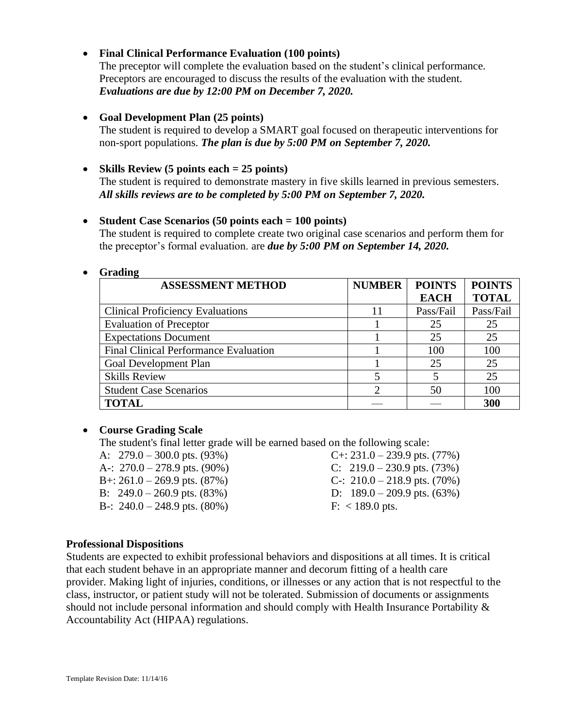- **Final Clinical Performance Evaluation (100 points)**
  The preceptor will complete the evaluation based on the student's clinical performance. Preceptors are encouraged to discuss the results of the evaluation with the student. ***Evaluations are due by 12:00 PM on December 7, 2020.***

- **Goal Development Plan (25 points)**
  The student is required to develop a SMART goal focused on therapeutic interventions for non-sport populations. ***The plan is due by 5:00 PM on September 7, 2020.***

- **Skills Review (5 points each = 25 points)**
  The student is required to demonstrate mastery in five skills learned in previous semesters. ***All skills reviews are to be completed by 5:00 PM on September 7, 2020.***

- **Student Case Scenarios (50 points each = 100 points)**
  The student is required to complete create two original case scenarios and perform them for the preceptor's formal evaluation. are ***due by 5:00 PM on September 14, 2020.***

- **Grading**

| ASSESSMENT METHOD | NUMBER | POINTS EACH | POINTS TOTAL |
|---|---|---|---|
| Clinical Proficiency Evaluations | 11 | Pass/Fail | Pass/Fail |
| Evaluation of Preceptor | 1 | 25 | 25 |
| Expectations Document | 1 | 25 | 25 |
| Final Clinical Performance Evaluation | 1 | 100 | 100 |
| Goal Development Plan | 1 | 25 | 25 |
| Skills Review | 5 | 5 | 25 |
| Student Case Scenarios | 2 | 50 | 100 |
| **TOTAL** | — | — | **300** |

- **Course Grading Scale**
  The student's final letter grade will be earned based on the following scale:

  A: 279.0 – 300.0 pts. (93%)
  A-: 270.0 – 278.9 pts. (90%)
  B+: 261.0 – 269.9 pts. (87%)
  B: 249.0 – 260.9 pts. (83%)
  B-: 240.0 – 248.9 pts. (80%)
  C+: 231.0 – 239.9 pts. (77%)
  C: 219.0 – 230.9 pts. (73%)
  C-: 210.0 – 218.9 pts. (70%)
  D: 189.0 – 209.9 pts. (63%)
  F: < 189.0 pts.

**Professional Dispositions**

Students are expected to exhibit professional behaviors and dispositions at all times. It is critical that each student behave in an appropriate manner and decorum fitting of a health care provider. Making light of injuries, conditions, or illnesses or any action that is not respectful to the class, instructor, or patient study will not be tolerated. Submission of documents or assignments should not include personal information and should comply with Health Insurance Portability & Accountability Act (HIPAA) regulations.

Template Revision Date: 11/14/16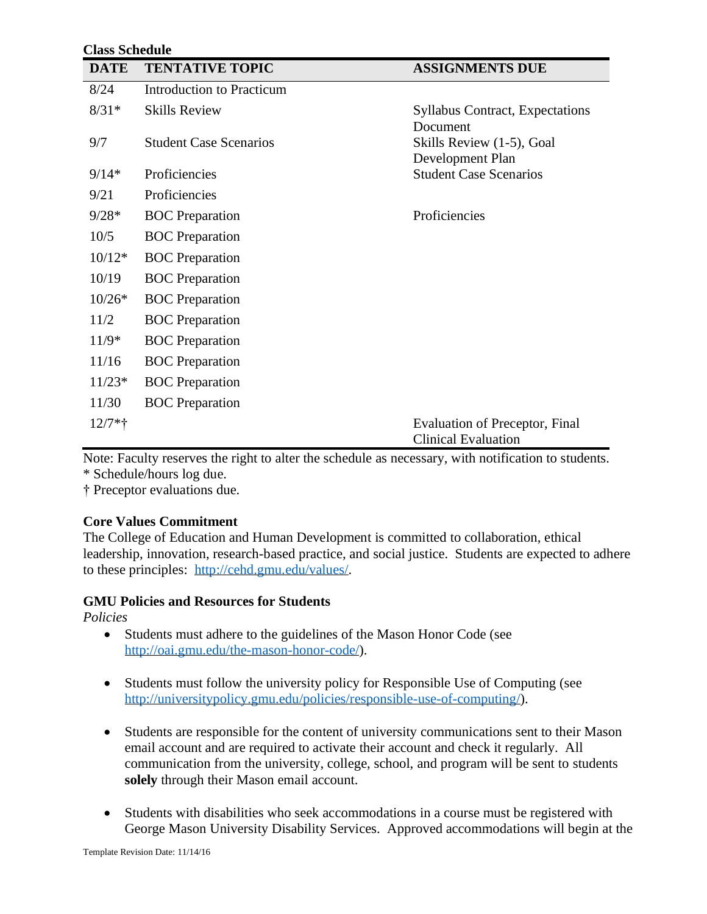**Class Schedule**

| DATE | TENTATIVE TOPIC | ASSIGNMENTS DUE |
|---|---|---|
| 8/24 | Introduction to Practicum | |
| 8/31* | Skills Review | Syllabus Contract, Expectations Document |
| 9/7 | Student Case Scenarios | Skills Review (1-5), Goal Development Plan |
| 9/14* | Proficiencies | Student Case Scenarios |
| 9/21 | Proficiencies | |
| 9/28* | BOC Preparation | Proficiencies |
| 10/5 | BOC Preparation | |
| 10/12* | BOC Preparation | |
| 10/19 | BOC Preparation | |
| 10/26* | BOC Preparation | |
| 11/2 | BOC Preparation | |
| 11/9* | BOC Preparation | |
| 11/16 | BOC Preparation | |
| 11/23* | BOC Preparation | |
| 11/30 | BOC Preparation | |
| 12/7*† | | Evaluation of Preceptor, Final Clinical Evaluation |

Note: Faculty reserves the right to alter the schedule as necessary, with notification to students.
* Schedule/hours log due.
† Preceptor evaluations due.

**Core Values Commitment**

The College of Education and Human Development is committed to collaboration, ethical leadership, innovation, research-based practice, and social justice. Students are expected to adhere to these principles: http://cehd.gmu.edu/values/.

**GMU Policies and Resources for Students**

*Policies*

- Students must adhere to the guidelines of the Mason Honor Code (see http://oai.gmu.edu/the-mason-honor-code/).

- Students must follow the university policy for Responsible Use of Computing (see http://universitypolicy.gmu.edu/policies/responsible-use-of-computing/).

- Students are responsible for the content of university communications sent to their Mason email account and are required to activate their account and check it regularly. All communication from the university, college, school, and program will be sent to students **solely** through their Mason email account.

- Students with disabilities who seek accommodations in a course must be registered with George Mason University Disability Services. Approved accommodations will begin at the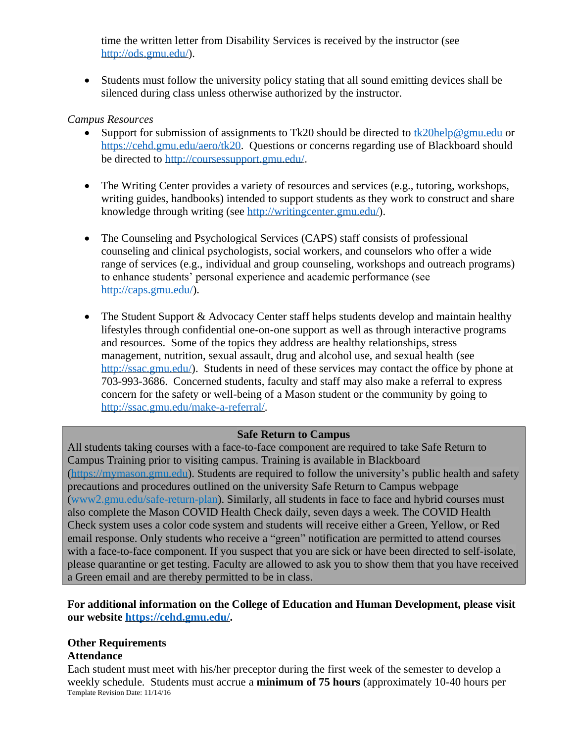time the written letter from Disability Services is received by the instructor (see http://ods.gmu.edu/).

- Students must follow the university policy stating that all sound emitting devices shall be silenced during class unless otherwise authorized by the instructor.

*Campus Resources*

- Support for submission of assignments to Tk20 should be directed to tk20help@gmu.edu or https://cehd.gmu.edu/aero/tk20. Questions or concerns regarding use of Blackboard should be directed to http://coursessupport.gmu.edu/.

- The Writing Center provides a variety of resources and services (e.g., tutoring, workshops, writing guides, handbooks) intended to support students as they work to construct and share knowledge through writing (see http://writingcenter.gmu.edu/).

- The Counseling and Psychological Services (CAPS) staff consists of professional counseling and clinical psychologists, social workers, and counselors who offer a wide range of services (e.g., individual and group counseling, workshops and outreach programs) to enhance students' personal experience and academic performance (see http://caps.gmu.edu/).

- The Student Support & Advocacy Center staff helps students develop and maintain healthy lifestyles through confidential one-on-one support as well as through interactive programs and resources. Some of the topics they address are healthy relationships, stress management, nutrition, sexual assault, drug and alcohol use, and sexual health (see http://ssac.gmu.edu/). Students in need of these services may contact the office by phone at 703-993-3686. Concerned students, faculty and staff may also make a referral to express concern for the safety or well-being of a Mason student or the community by going to http://ssac.gmu.edu/make-a-referral/.

**Safe Return to Campus**

All students taking courses with a face-to-face component are required to take Safe Return to Campus Training prior to visiting campus. Training is available in Blackboard (https://mymason.gmu.edu). Students are required to follow the university's public health and safety precautions and procedures outlined on the university Safe Return to Campus webpage (www2.gmu.edu/safe-return-plan). Similarly, all students in face to face and hybrid courses must also complete the Mason COVID Health Check daily, seven days a week. The COVID Health Check system uses a color code system and students will receive either a Green, Yellow, or Red email response. Only students who receive a "green" notification are permitted to attend courses with a face-to-face component. If you suspect that you are sick or have been directed to self-isolate, please quarantine or get testing. Faculty are allowed to ask you to show them that you have received a Green email and are thereby permitted to be in class.

**For additional information on the College of Education and Human Development, please visit our website https://cehd.gmu.edu/.**

## Other Requirements

### Attendance

Each student must meet with his/her preceptor during the first week of the semester to develop a weekly schedule. Students must accrue a **minimum of 75 hours** (approximately 10-40 hours per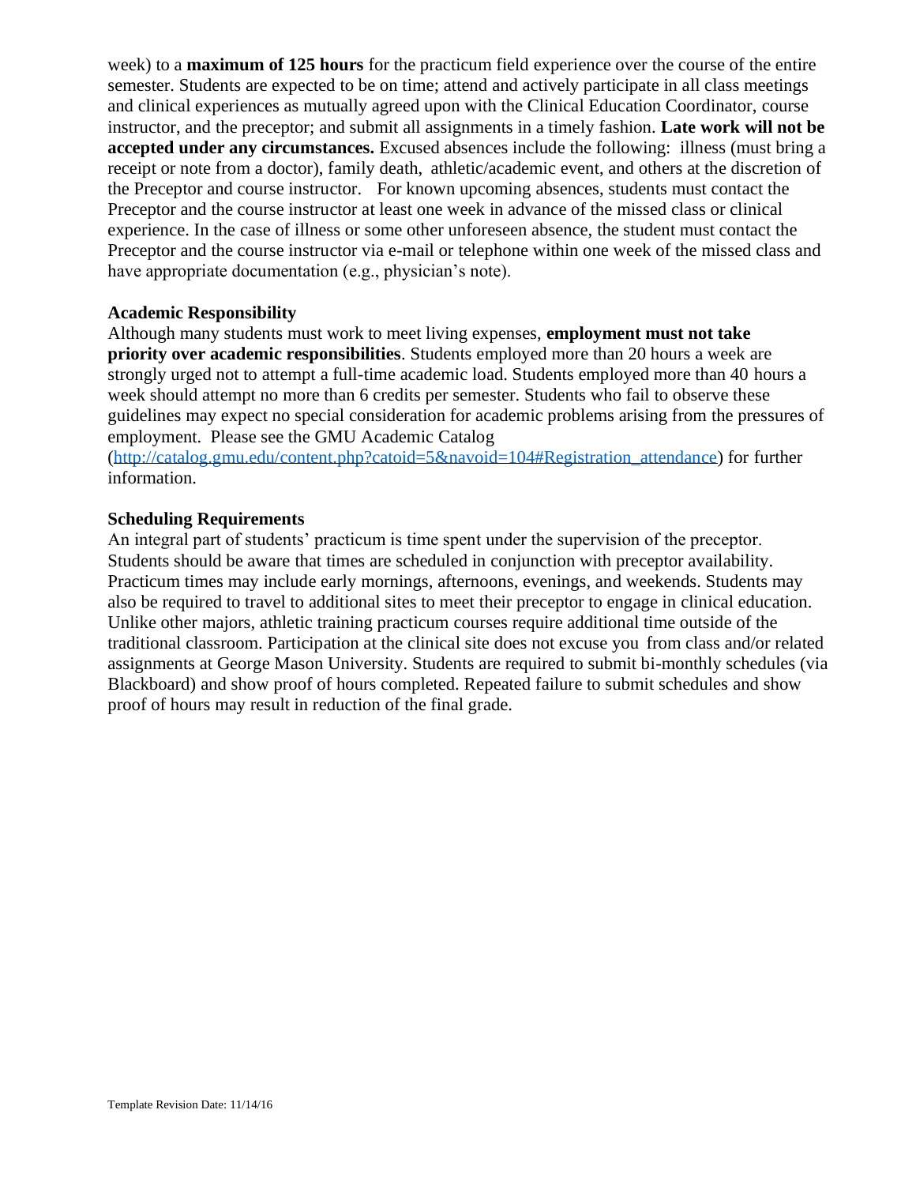week) to a **maximum of 125 hours** for the practicum field experience over the course of the entire semester. Students are expected to be on time; attend and actively participate in all class meetings and clinical experiences as mutually agreed upon with the Clinical Education Coordinator, course instructor, and the preceptor; and submit all assignments in a timely fashion. **Late work will not be accepted under any circumstances.** Excused absences include the following: illness (must bring a receipt or note from a doctor), family death, athletic/academic event, and others at the discretion of the Preceptor and course instructor. For known upcoming absences, students must contact the Preceptor and the course instructor at least one week in advance of the missed class or clinical experience. In the case of illness or some other unforeseen absence, the student must contact the Preceptor and the course instructor via e-mail or telephone within one week of the missed class and have appropriate documentation (e.g., physician's note).

### Academic Responsibility

Although many students must work to meet living expenses, **employment must not take priority over academic responsibilities**. Students employed more than 20 hours a week are strongly urged not to attempt a full-time academic load. Students employed more than 40 hours a week should attempt no more than 6 credits per semester. Students who fail to observe these guidelines may expect no special consideration for academic problems arising from the pressures of employment. Please see the GMU Academic Catalog (http://catalog.gmu.edu/content.php?catoid=5&navoid=104#Registration_attendance) for further information.

### Scheduling Requirements

An integral part of students' practicum is time spent under the supervision of the preceptor. Students should be aware that times are scheduled in conjunction with preceptor availability. Practicum times may include early mornings, afternoons, evenings, and weekends. Students may also be required to travel to additional sites to meet their preceptor to engage in clinical education. Unlike other majors, athletic training practicum courses require additional time outside of the traditional classroom. Participation at the clinical site does not excuse you from class and/or related assignments at George Mason University. Students are required to submit bi-monthly schedules (via Blackboard) and show proof of hours completed. Repeated failure to submit schedules and show proof of hours may result in reduction of the final grade.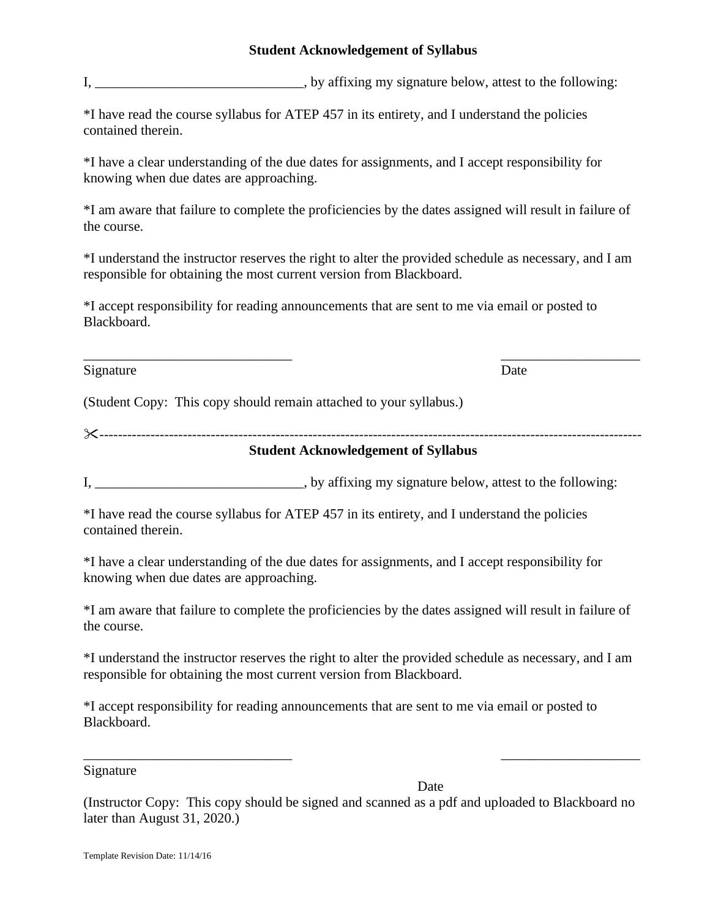**Student Acknowledgement of Syllabus**

I, ______________________________, by affixing my signature below, attest to the following:

*I have read the course syllabus for ATEP 457 in its entirety, and I understand the policies contained therein.

*I have a clear understanding of the due dates for assignments, and I accept responsibility for knowing when due dates are approaching.

*I am aware that failure to complete the proficiencies by the dates assigned will result in failure of the course.

*I understand the instructor reserves the right to alter the provided schedule as necessary, and I am responsible for obtaining the most current version from Blackboard.

*I accept responsibility for reading announcements that are sent to me via email or posted to Blackboard.

______________________________ ____________________

Signature Date

(Student Copy: This copy should remain attached to your syllabus.)

✂-----------------------------------------------------------------------------------------------------------------

**Student Acknowledgement of Syllabus**

I, ______________________________, by affixing my signature below, attest to the following:

*I have read the course syllabus for ATEP 457 in its entirety, and I understand the policies contained therein.

*I have a clear understanding of the due dates for assignments, and I accept responsibility for knowing when due dates are approaching.

*I am aware that failure to complete the proficiencies by the dates assigned will result in failure of the course.

*I understand the instructor reserves the right to alter the provided schedule as necessary, and I am responsible for obtaining the most current version from Blackboard.

*I accept responsibility for reading announcements that are sent to me via email or posted to Blackboard.

______________________________ ____________________

Signature

Date

(Instructor Copy: This copy should be signed and scanned as a pdf and uploaded to Blackboard no later than August 31, 2020.)

Template Revision Date: 11/14/16